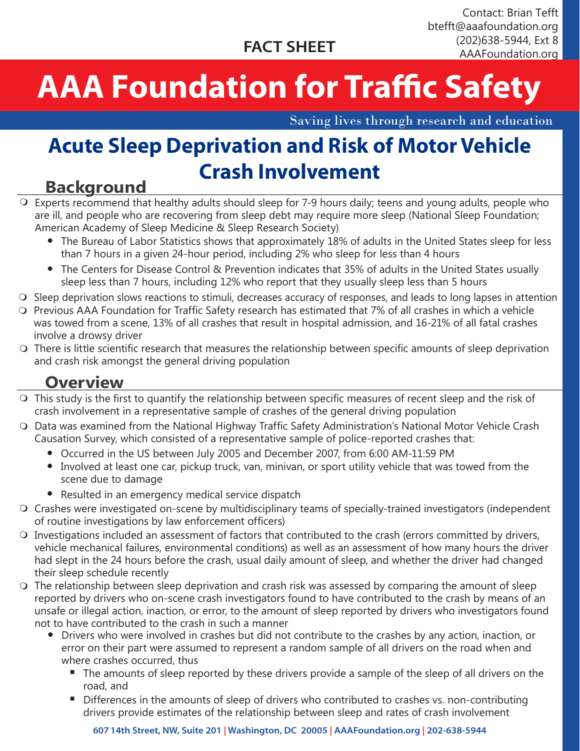Contact: Brian Tefft
btefft@aaafoundation.org
(202)638-5944, Ext 8
AAAFoundation.org

**FACT SHEET**

# AAA Foundation for Traffic Safety

Saving lives through research and education

# Acute Sleep Deprivation and Risk of Motor Vehicle Crash Involvement

## Background

- Experts recommend that healthy adults should sleep for 7-9 hours daily; teens and young adults, people who are ill, and people who are recovering from sleep debt may require more sleep (National Sleep Foundation; American Academy of Sleep Medicine & Sleep Research Society)
  - The Bureau of Labor Statistics shows that approximately 18% of adults in the United States sleep for less than 7 hours in a given 24-hour period, including 2% who sleep for less than 4 hours
  - The Centers for Disease Control & Prevention indicates that 35% of adults in the United States usually sleep less than 7 hours, including 12% who report that they usually sleep less than 5 hours
- Sleep deprivation slows reactions to stimuli, decreases accuracy of responses, and leads to long lapses in attention
- Previous AAA Foundation for Traffic Safety research has estimated that 7% of all crashes in which a vehicle was towed from a scene, 13% of all crashes that result in hospital admission, and 16-21% of all fatal crashes involve a drowsy driver
- There is little scientific research that measures the relationship between specific amounts of sleep deprivation and crash risk amongst the general driving population

## Overview

- This study is the first to quantify the relationship between specific measures of recent sleep and the risk of crash involvement in a representative sample of crashes of the general driving population
- Data was examined from the National Highway Traffic Safety Administration's National Motor Vehicle Crash Causation Survey, which consisted of a representative sample of police-reported crashes that:
  - Occurred in the US between July 2005 and December 2007, from 6:00 AM-11:59 PM
  - Involved at least one car, pickup truck, van, minivan, or sport utility vehicle that was towed from the scene due to damage
  - Resulted in an emergency medical service dispatch
- Crashes were investigated on-scene by multidisciplinary teams of specially-trained investigators (independent of routine investigations by law enforcement officers)
- Investigations included an assessment of factors that contributed to the crash (errors committed by drivers, vehicle mechanical failures, environmental conditions) as well as an assessment of how many hours the driver had slept in the 24 hours before the crash, usual daily amount of sleep, and whether the driver had changed their sleep schedule recently
- The relationship between sleep deprivation and crash risk was assessed by comparing the amount of sleep reported by drivers who on-scene crash investigators found to have contributed to the crash by means of an unsafe or illegal action, inaction, or error, to the amount of sleep reported by drivers who investigators found not to have contributed to the crash in such a manner
  - Drivers who were involved in crashes but did not contribute to the crashes by any action, inaction, or error on their part were assumed to represent a random sample of all drivers on the road when and where crashes occurred, thus
    - The amounts of sleep reported by these drivers provide a sample of the sleep of all drivers on the road, and
    - Differences in the amounts of sleep of drivers who contributed to crashes vs. non-contributing drivers provide estimates of the relationship between sleep and rates of crash involvement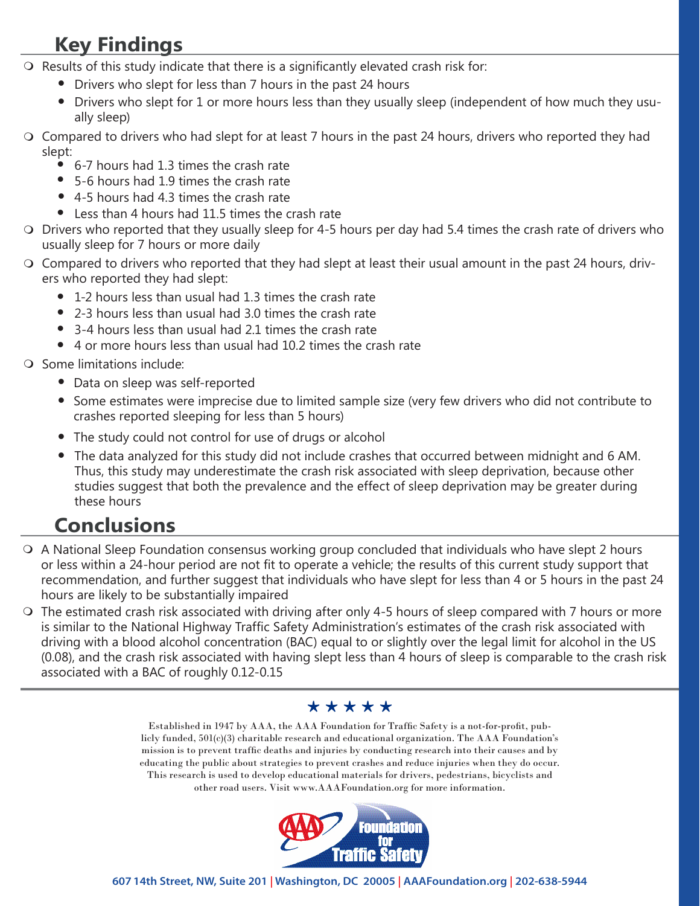## Key Findings

- Results of this study indicate that there is a significantly elevated crash risk for:
  - Drivers who slept for less than 7 hours in the past 24 hours
  - Drivers who slept for 1 or more hours less than they usually sleep (independent of how much they usually sleep)
- Compared to drivers who had slept for at least 7 hours in the past 24 hours, drivers who reported they had slept:
  - 6-7 hours had 1.3 times the crash rate
  - 5-6 hours had 1.9 times the crash rate
  - 4-5 hours had 4.3 times the crash rate
  - Less than 4 hours had 11.5 times the crash rate
- Drivers who reported that they usually sleep for 4-5 hours per day had 5.4 times the crash rate of drivers who usually sleep for 7 hours or more daily
- Compared to drivers who reported that they had slept at least their usual amount in the past 24 hours, drivers who reported they had slept:
  - 1-2 hours less than usual had 1.3 times the crash rate
  - 2-3 hours less than usual had 3.0 times the crash rate
  - 3-4 hours less than usual had 2.1 times the crash rate
  - 4 or more hours less than usual had 10.2 times the crash rate
- Some limitations include:
  - Data on sleep was self-reported
  - Some estimates were imprecise due to limited sample size (very few drivers who did not contribute to crashes reported sleeping for less than 5 hours)
  - The study could not control for use of drugs or alcohol
  - The data analyzed for this study did not include crashes that occurred between midnight and 6 AM. Thus, this study may underestimate the crash risk associated with sleep deprivation, because other studies suggest that both the prevalence and the effect of sleep deprivation may be greater during these hours

## Conclusions

- A National Sleep Foundation consensus working group concluded that individuals who have slept 2 hours or less within a 24-hour period are not fit to operate a vehicle; the results of this current study support that recommendation, and further suggest that individuals who have slept for less than 4 or 5 hours in the past 24 hours are likely to be substantially impaired
- The estimated crash risk associated with driving after only 4-5 hours of sleep compared with 7 hours or more is similar to the National Highway Traffic Safety Administration's estimates of the crash risk associated with driving with a blood alcohol concentration (BAC) equal to or slightly over the legal limit for alcohol in the US (0.08), and the crash risk associated with having slept less than 4 hours of sleep is comparable to the crash risk associated with a BAC of roughly 0.12-0.15

★★★★★

Established in 1947 by AAA, the AAA Foundation for Traffic Safety is a not-for-profit, publicly funded, 501(c)(3) charitable research and educational organization. The AAA Foundation's mission is to prevent traffic deaths and injuries by conducting research into their causes and by educating the public about strategies to prevent crashes and reduce injuries when they do occur. This research is used to develop educational materials for drivers, pedestrians, bicyclists and other road users. Visit www.AAAFoundation.org for more information.

AAA Foundation for Traffic Safety

607 14th Street, NW, Suite 201 | Washington, DC 20005 | AAAFoundation.org | 202-638-5944